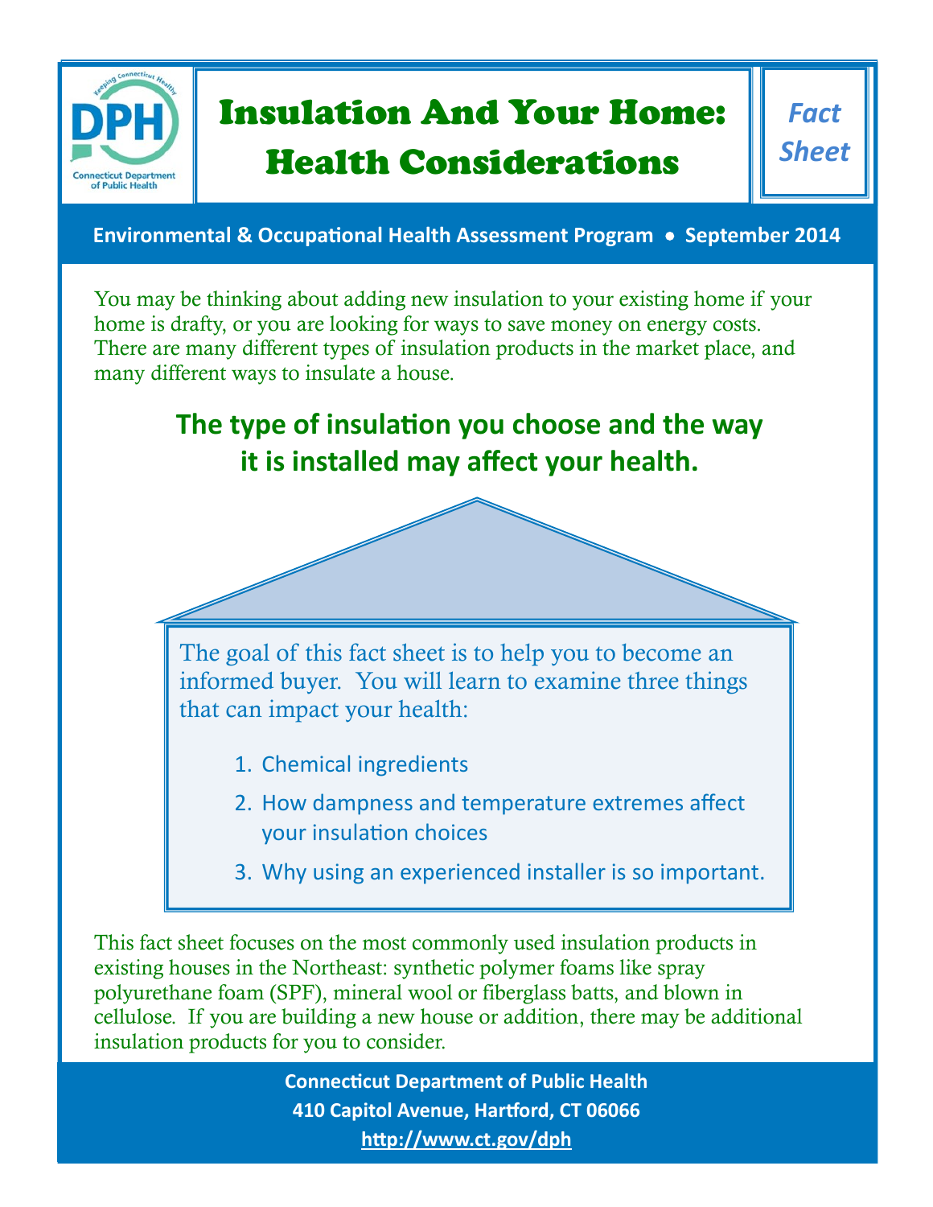# Insulation And Your Home: Health Considerations

*Fact Sheet*

**Environmental & Occupational Health Assessment Program • September 2014**

You may be thinking about adding new insulation to your existing home if your home is drafty, or you are looking for ways to save money on energy costs. There are many different types of insulation products in the market place, and many different ways to insulate a house.

## The type of insulation you choose and the way it is installed may affect your health.

The goal of this fact sheet is to help you to become an informed buyer. You will learn to examine three things that can impact your health:

1. Chemical ingredients
2. How dampness and temperature extremes affect your insulation choices
3. Why using an experienced installer is so important.

This fact sheet focuses on the most commonly used insulation products in existing houses in the Northeast: synthetic polymer foams like spray polyurethane foam (SPF), mineral wool or fiberglass batts, and blown in cellulose. If you are building a new house or addition, there may be additional insulation products for you to consider.

**Connecticut Department of Public Health**
**410 Capitol Avenue, Hartford, CT 06066**
**http://www.ct.gov/dph**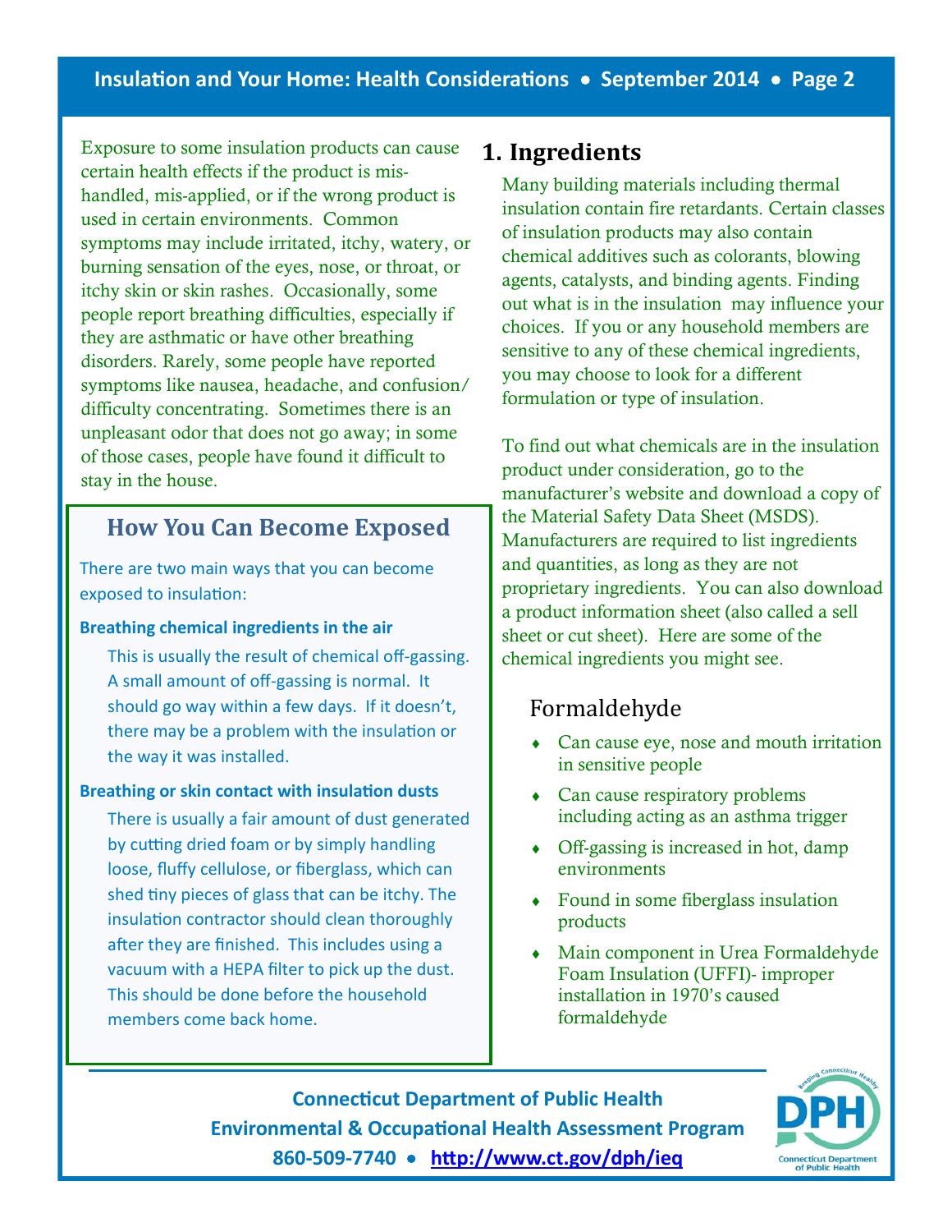Exposure to some insulation products can cause certain health effects if the product is mis-handled, mis-applied, or if the wrong product is used in certain environments. Common symptoms may include irritated, itchy, watery, or burning sensation of the eyes, nose, or throat, or itchy skin or skin rashes. Occasionally, some people report breathing difficulties, especially if they are asthmatic or have other breathing disorders. Rarely, some people have reported symptoms like nausea, headache, and confusion/ difficulty concentrating. Sometimes there is an unpleasant odor that does not go away; in some of those cases, people have found it difficult to stay in the house.

### How You Can Become Exposed

There are two main ways that you can become exposed to insulation:

**Breathing chemical ingredients in the air**

This is usually the result of chemical off-gassing. A small amount of off-gassing is normal. It should go way within a few days. If it doesn't, there may be a problem with the insulation or the way it was installed.

**Breathing or skin contact with insulation dusts**

There is usually a fair amount of dust generated by cutting dried foam or by simply handling loose, fluffy cellulose, or fiberglass, which can shed tiny pieces of glass that can be itchy. The insulation contractor should clean thoroughly after they are finished. This includes using a vacuum with a HEPA filter to pick up the dust. This should be done before the household members come back home.

## 1. Ingredients

Many building materials including thermal insulation contain fire retardants. Certain classes of insulation products may also contain chemical additives such as colorants, blowing agents, catalysts, and binding agents. Finding out what is in the insulation may influence your choices. If you or any household members are sensitive to any of these chemical ingredients, you may choose to look for a different formulation or type of insulation.

To find out what chemicals are in the insulation product under consideration, go to the manufacturer's website and download a copy of the Material Safety Data Sheet (MSDS). Manufacturers are required to list ingredients and quantities, as long as they are not proprietary ingredients. You can also download a product information sheet (also called a sell sheet or cut sheet). Here are some of the chemical ingredients you might see.

### Formaldehyde

- Can cause eye, nose and mouth irritation in sensitive people
- Can cause respiratory problems including acting as an asthma trigger
- Off-gassing is increased in hot, damp environments
- Found in some fiberglass insulation products
- Main component in Urea Formaldehyde Foam Insulation (UFFI)- improper installation in 1970's caused formaldehyde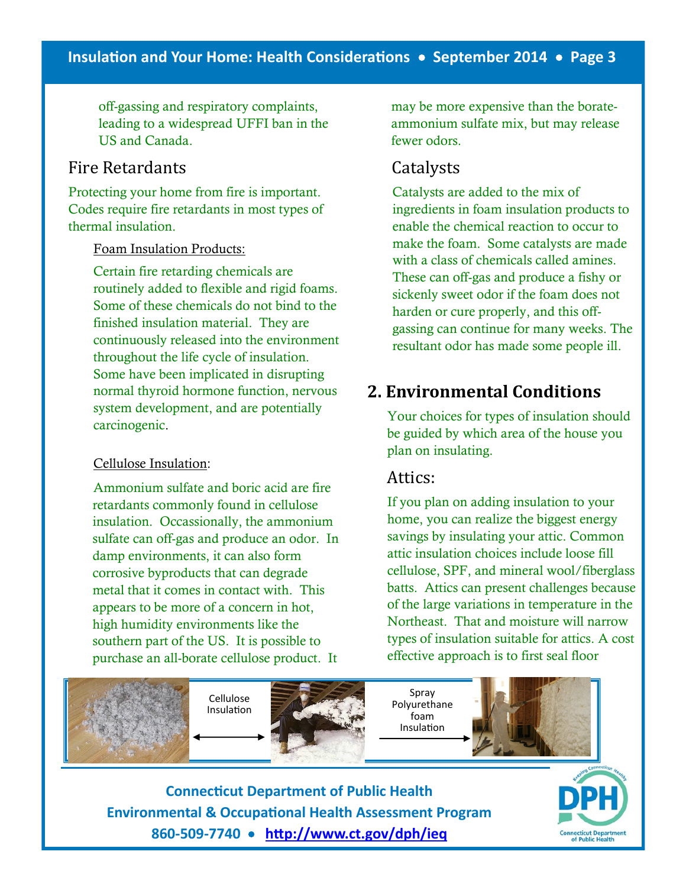off-gassing and respiratory complaints, leading to a widespread UFFI ban in the US and Canada.

## Fire Retardants

Protecting your home from fire is important. Codes require fire retardants in most types of thermal insulation.

Foam Insulation Products:

Certain fire retarding chemicals are routinely added to flexible and rigid foams. Some of these chemicals do not bind to the finished insulation material. They are continuously released into the environment throughout the life cycle of insulation. Some have been implicated in disrupting normal thyroid hormone function, nervous system development, and are potentially carcinogenic.

Cellulose Insulation:

Ammonium sulfate and boric acid are fire retardants commonly found in cellulose insulation. Occassionally, the ammonium sulfate can off-gas and produce an odor. In damp environments, it can also form corrosive byproducts that can degrade metal that it comes in contact with. This appears to be more of a concern in hot, high humidity environments like the southern part of the US. It is possible to purchase an all-borate cellulose product. It may be more expensive than the borate-ammonium sulfate mix, but may release fewer odors.

## Catalysts

Catalysts are added to the mix of ingredients in foam insulation products to enable the chemical reaction to occur to make the foam. Some catalysts are made with a class of chemicals called amines. These can off-gas and produce a fishy or sickenly sweet odor if the foam does not harden or cure properly, and this off-gassing can continue for many weeks. The resultant odor has made some people ill.

# 2. Environmental Conditions

Your choices for types of insulation should be guided by which area of the house you plan on insulating.

## Attics:

If you plan on adding insulation to your home, you can realize the biggest energy savings by insulating your attic. Common attic insulation choices include loose fill cellulose, SPF, and mineral wool/fiberglass batts. Attics can present challenges because of the large variations in temperature in the Northeast. That and moisture will narrow types of insulation suitable for attics. A cost effective approach is to first seal floor

Cellulose Insulation

Spray Polyurethane foam Insulation

**Connecticut Department of Public Health**
**Environmental & Occupational Health Assessment Program**
**860-509-7740 • http://www.ct.gov/dph/ieq**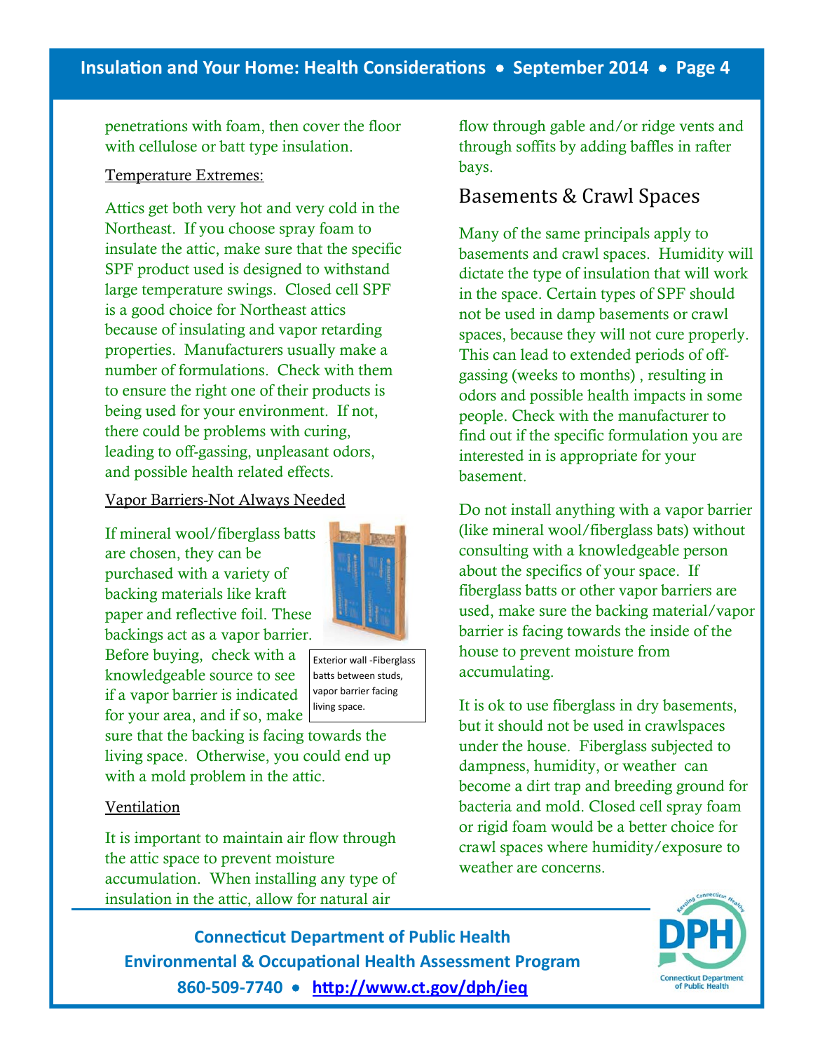penetrations with foam, then cover the floor with cellulose or batt type insulation.

Temperature Extremes:

Attics get both very hot and very cold in the Northeast. If you choose spray foam to insulate the attic, make sure that the specific SPF product used is designed to withstand large temperature swings. Closed cell SPF is a good choice for Northeast attics because of insulating and vapor retarding properties. Manufacturers usually make a number of formulations. Check with them to ensure the right one of their products is being used for your environment. If not, there could be problems with curing, leading to off-gassing, unpleasant odors, and possible health related effects.

Vapor Barriers-Not Always Needed

If mineral wool/fiberglass batts are chosen, they can be purchased with a variety of backing materials like kraft paper and reflective foil. These backings act as a vapor barrier. Before buying, check with a knowledgeable source to see if a vapor barrier is indicated for your area, and if so, make sure that the backing is facing towards the living space. Otherwise, you could end up with a mold problem in the attic.

Exterior wall -Fiberglass batts between studs, vapor barrier facing living space.

Ventilation

It is important to maintain air flow through the attic space to prevent moisture accumulation. When installing any type of insulation in the attic, allow for natural air flow through gable and/or ridge vents and through soffits by adding baffles in rafter bays.

## Basements & Crawl Spaces

Many of the same principals apply to basements and crawl spaces. Humidity will dictate the type of insulation that will work in the space. Certain types of SPF should not be used in damp basements or crawl spaces, because they will not cure properly. This can lead to extended periods of off-gassing (weeks to months) , resulting in odors and possible health impacts in some people. Check with the manufacturer to find out if the specific formulation you are interested in is appropriate for your basement.

Do not install anything with a vapor barrier (like mineral wool/fiberglass bats) without consulting with a knowledgeable person about the specifics of your space. If fiberglass batts or other vapor barriers are used, make sure the backing material/vapor barrier is facing towards the inside of the house to prevent moisture from accumulating.

It is ok to use fiberglass in dry basements, but it should not be used in crawlspaces under the house. Fiberglass subjected to dampness, humidity, or weather can become a dirt trap and breeding ground for bacteria and mold. Closed cell spray foam or rigid foam would be a better choice for crawl spaces where humidity/exposure to weather are concerns.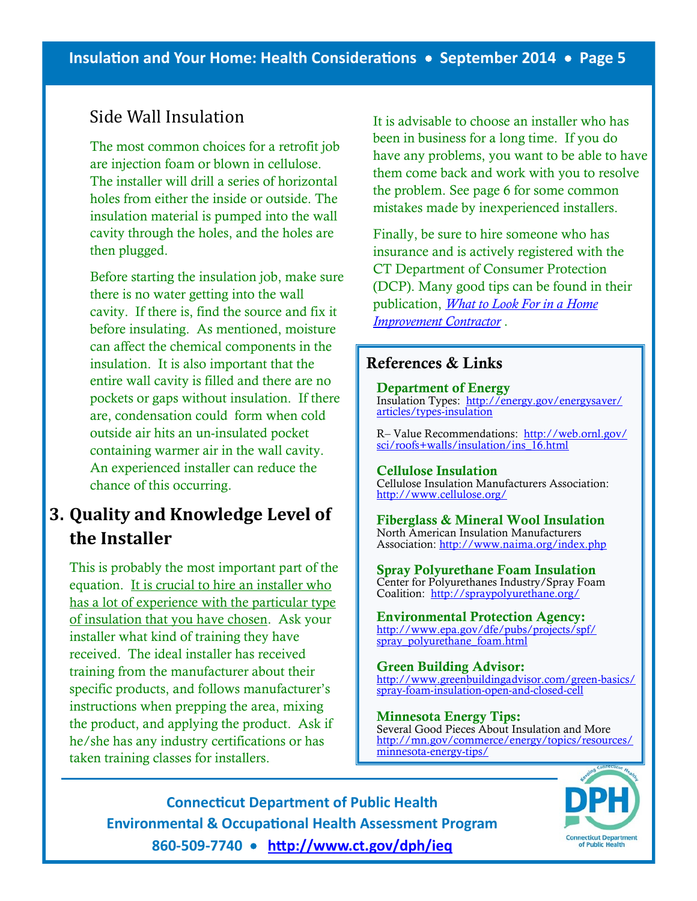## Side Wall Insulation

The most common choices for a retrofit job are injection foam or blown in cellulose. The installer will drill a series of horizontal holes from either the inside or outside. The insulation material is pumped into the wall cavity through the holes, and the holes are then plugged.

Before starting the insulation job, make sure there is no water getting into the wall cavity. If there is, find the source and fix it before insulating. As mentioned, moisture can affect the chemical components in the insulation. It is also important that the entire wall cavity is filled and there are no pockets or gaps without insulation. If there are, condensation could form when cold outside air hits an un-insulated pocket containing warmer air in the wall cavity. An experienced installer can reduce the chance of this occurring.

## 3. Quality and Knowledge Level of the Installer

This is probably the most important part of the equation. It is crucial to hire an installer who has a lot of experience with the particular type of insulation that you have chosen. Ask your installer what kind of training they have received. The ideal installer has received training from the manufacturer about their specific products, and follows manufacturer's instructions when prepping the area, mixing the product, and applying the product. Ask if he/she has any industry certifications or has taken training classes for installers.

It is advisable to choose an installer who has been in business for a long time. If you do have any problems, you want to be able to have them come back and work with you to resolve the problem. See page 6 for some common mistakes made by inexperienced installers.

Finally, be sure to hire someone who has insurance and is actively registered with the CT Department of Consumer Protection (DCP). Many good tips can be found in their publication, *What to Look For in a Home Improvement Contractor* .

### References & Links

**Department of Energy**
Insulation Types: http://energy.gov/energysaver/articles/types-insulation

R– Value Recommendations: http://web.ornl.gov/sci/roofs+walls/insulation/ins_16.html

**Cellulose Insulation**
Cellulose Insulation Manufacturers Association: http://www.cellulose.org/

**Fiberglass & Mineral Wool Insulation**
North American Insulation Manufacturers Association: http://www.naima.org/index.php

**Spray Polyurethane Foam Insulation**
Center for Polyurethanes Industry/Spray Foam Coalition: http://spraypolyurethane.org/

**Environmental Protection Agency:**
http://www.epa.gov/dfe/pubs/projects/spf/spray_polyurethane_foam.html

**Green Building Advisor:**
http://www.greenbuildingadvisor.com/green-basics/spray-foam-insulation-open-and-closed-cell

**Minnesota Energy Tips:**
Several Good Pieces About Insulation and More
http://mn.gov/commerce/energy/topics/resources/minnesota-energy-tips/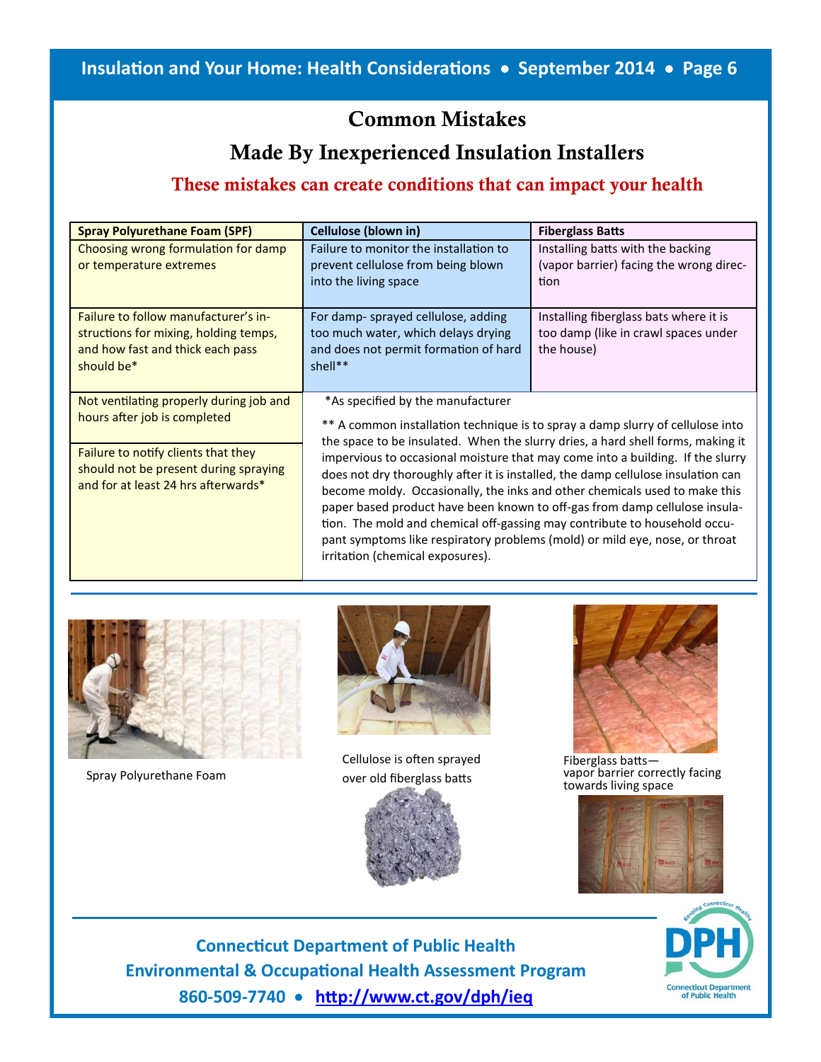# Common Mistakes

## Made By Inexperienced Insulation Installers

### These mistakes can create conditions that can impact your health

| Spray Polyurethane Foam (SPF) | Cellulose (blown in) | Fiberglass Batts |
|---|---|---|
| Choosing wrong formulation for damp or temperature extremes | Failure to monitor the installation to prevent cellulose from being blown into the living space | Installing batts with the backing (vapor barrier) facing the wrong direction |
| Failure to follow manufacturer's instructions for mixing, holding temps, and how fast and thick each pass should be* | For damp- sprayed cellulose, adding too much water, which delays drying and does not permit formation of hard shell** | Installing fiberglass bats where it is too damp (like in crawl spaces under the house) |
| Not ventilating properly during job and hours after job is completed | | |
| Failure to notify clients that they should not be present during spraying and for at least 24 hrs afterwards* | | |

*As specified by the manufacturer

** A common installation technique is to spray a damp slurry of cellulose into the space to be insulated. When the slurry dries, a hard shell forms, making it impervious to occasional moisture that may come into a building. If the slurry does not dry thoroughly after it is installed, the damp cellulose insulation can become moldy. Occasionally, the inks and other chemicals used to make this paper based product have been known to off-gas from damp cellulose insulation. The mold and chemical off-gassing may contribute to household occupant symptoms like respiratory problems (mold) or mild eye, nose, or throat irritation (chemical exposures).

Spray Polyurethane Foam

Cellulose is often sprayed over old fiberglass batts

Fiberglass batts—vapor barrier correctly facing towards living space

**Connecticut Department of Public Health**
**Environmental & Occupational Health Assessment Program**
**860-509-7740 • http://www.ct.gov/dph/ieq**